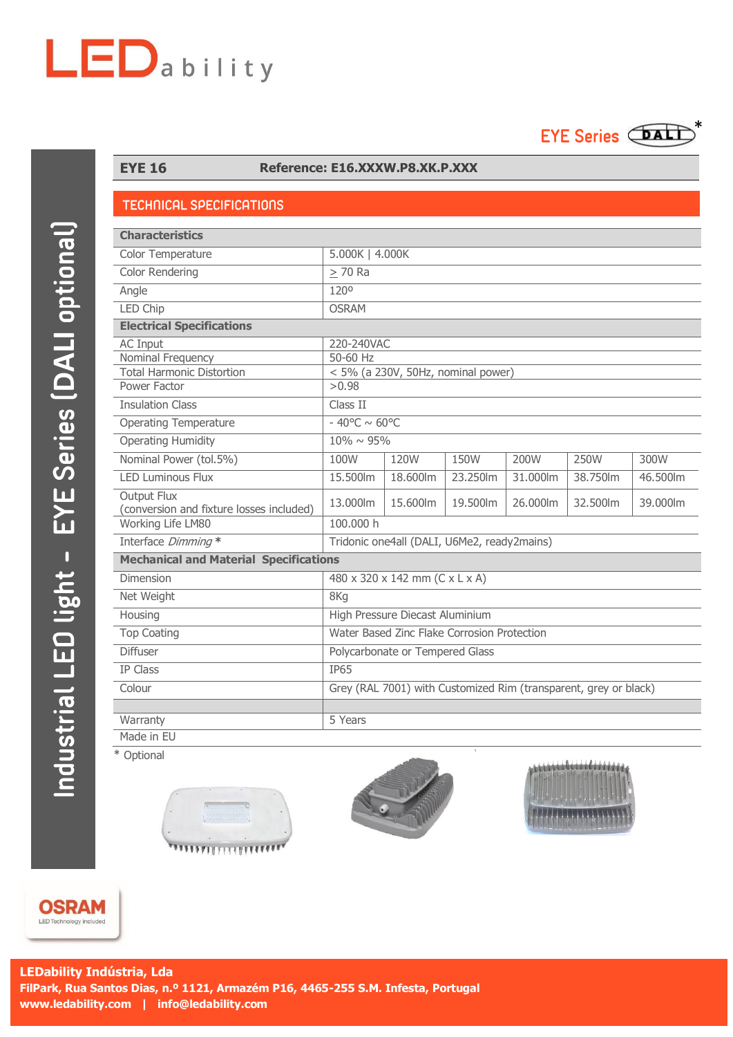# LEDability

## EYE Series DALI*

Industrial LED light - EYE Series (DALI optional)

**EYE 16** — **Reference: E16.XXXW.P8.XK.P.XXX**

## TECHNICAL SPECIFICATIONS

| **Characteristics** | | | | | | |
|---|---|---|---|---|---|---|
| Color Temperature | 5.000K \| 4.000K | | | | | |
| Color Rendering | ≥ 70 Ra | | | | | |
| Angle | 120º | | | | | |
| LED Chip | OSRAM | | | | | |
| **Electrical Specifications** | | | | | | |
| AC Input | 220-240VAC | | | | | |
| Nominal Frequency | 50-60 Hz | | | | | |
| Total Harmonic Distortion | < 5% (a 230V, 50Hz, nominal power) | | | | | |
| Power Factor | >0.98 | | | | | |
| Insulation Class | Class II | | | | | |
| Operating Temperature | - 40ºC ~ 60ºC | | | | | |
| Operating Humidity | 10% ~ 95% | | | | | |
| Nominal Power (tol.5%) | 100W | 120W | 150W | 200W | 250W | 300W |
| LED Luminous Flux | 15.500lm | 18.600lm | 23.250lm | 31.000lm | 38.750lm | 46.500lm |
| Output Flux (conversion and fixture losses included) | 13.000lm | 15.600lm | 19.500lm | 26.000lm | 32.500lm | 39.000lm |
| Working Life LM80 | 100.000 h | | | | | |
| Interface *Dimming* * | Tridonic one4all (DALI, U6Me2, ready2mains) | | | | | |
| **Mechanical and Material Specifications** | | | | | | |
| Dimension | 480 x 320 x 142 mm (C x L x A) | | | | | |
| Net Weight | 8Kg | | | | | |
| Housing | High Pressure Diecast Aluminium | | | | | |
| Top Coating | Water Based Zinc Flake Corrosion Protection | | | | | |
| Diffuser | Polycarbonate or Tempered Glass | | | | | |
| IP Class | IP65 | | | | | |
| Colour | Grey (RAL 7001) with Customized Rim (transparent, grey or black) | | | | | |
| | | | | | | |
| Warranty | 5 Years | | | | | |
| Made in EU | | | | | | |

\* Optional

OSRAM — LED Technology Included

**LEDability Indústria, Lda**
**FilPark, Rua Santos Dias, n.º 1121, Armazém P16, 4465-255 S.M. Infesta, Portugal**
**www.ledability.com | info@ledability.com**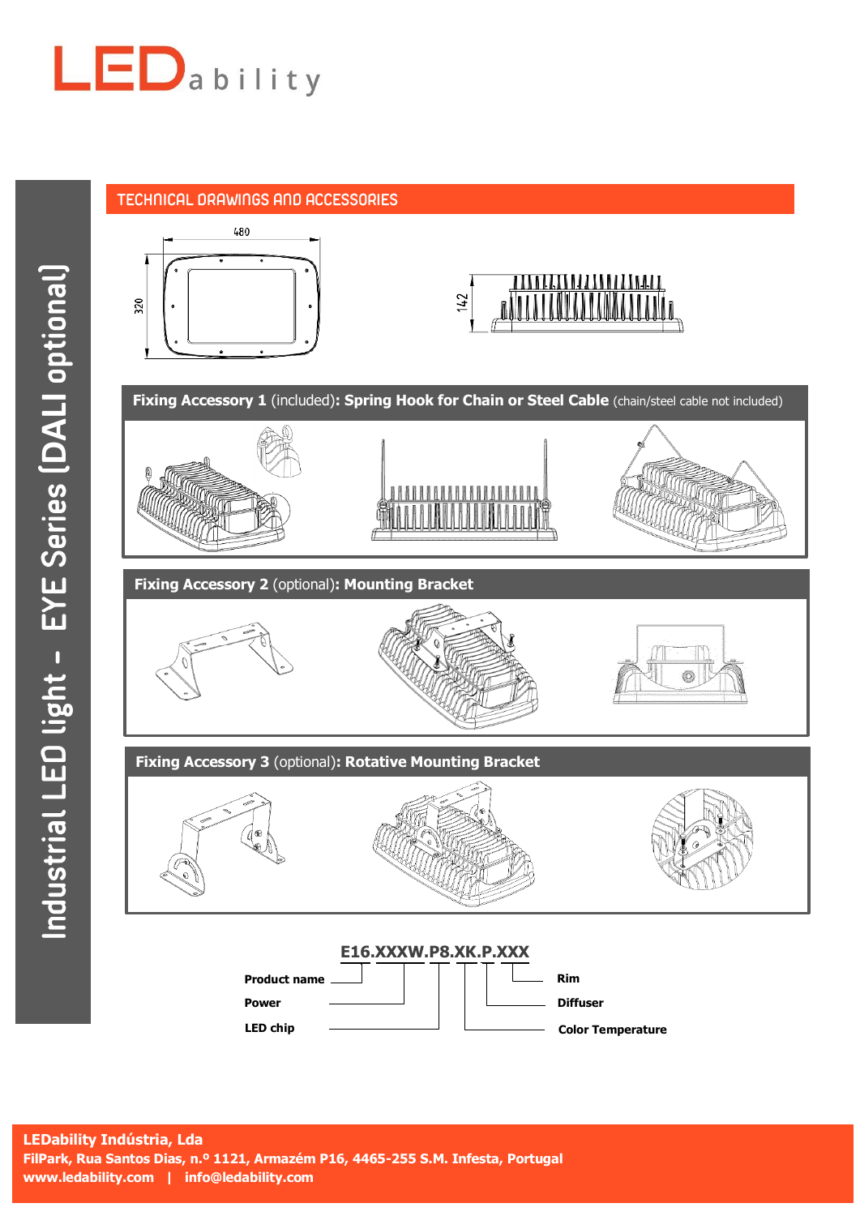LEDability

Industrial LED light - EYE Series (DALI optional)

## TECHNICAL DRAWINGS AND ACCESSORIES

480

320

142

### Fixing Accessory 1 (included): Spring Hook for Chain or Steel Cable (chain/steel cable not included)

### Fixing Accessory 2 (optional): Mounting Bracket

### Fixing Accessory 3 (optional): Rotative Mounting Bracket

**E16.XXXW.P8.XK.P.XXX**

**Product name**
**Power**
**LED chip**
**Rim**
**Diffuser**
**Color Temperature**

**LEDability Indústria, Lda**
**FilPark, Rua Santos Dias, n.º 1121, Armazém P16, 4465-255 S.M. Infesta, Portugal**
**www.ledability.com | info@ledability.com**